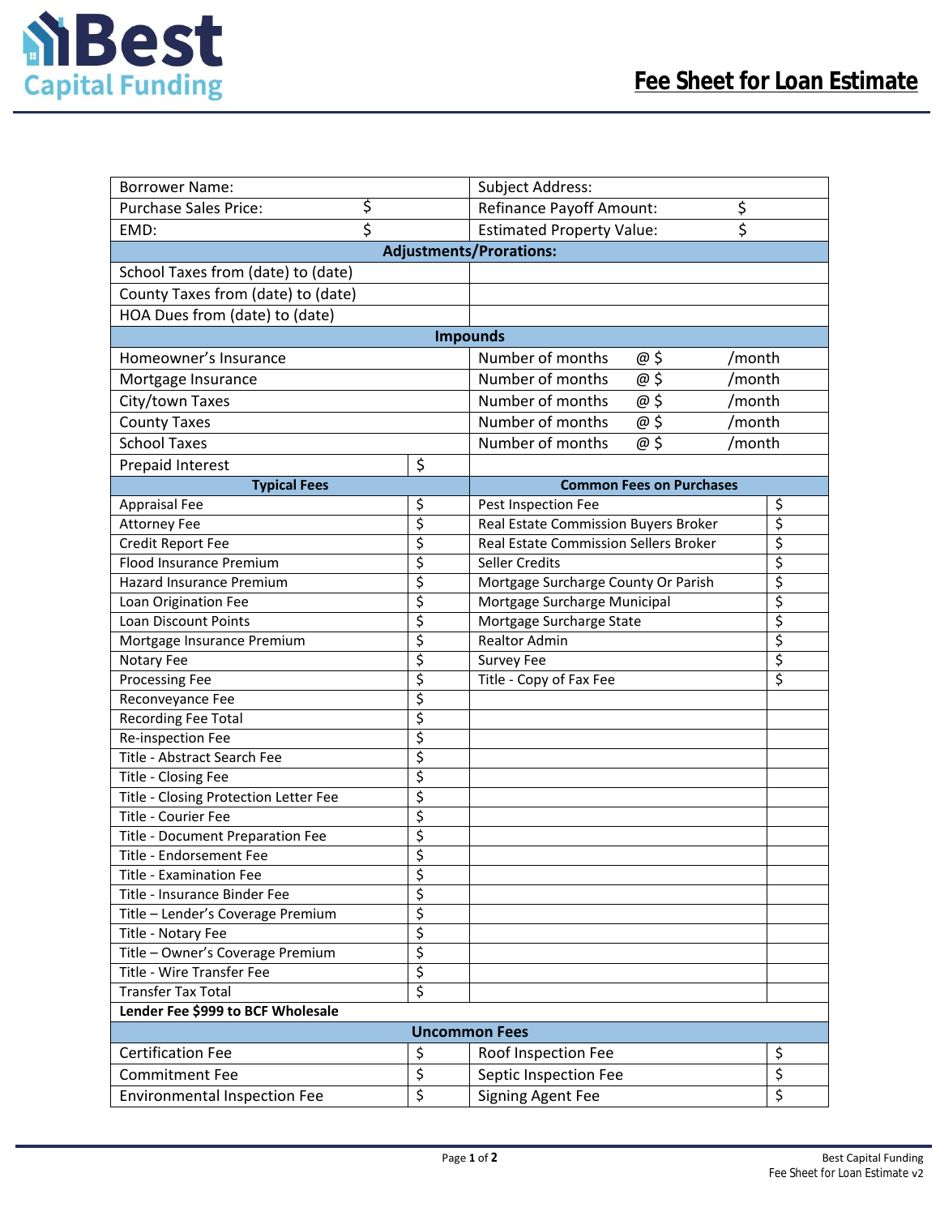Best Capital Funding

# Fee Sheet for Loan Estimate

| | | | |
|---|---|---|---|
| Borrower Name: | | Subject Address: | |
| Purchase Sales Price: | $ | Refinance Payoff Amount: | $ |
| EMD: | $ | Estimated Property Value: | $ |
| **Adjustments/Prorations:** | | | |
| School Taxes from (date) to (date) | | | |
| County Taxes from (date) to (date) | | | |
| HOA Dues from (date) to (date) | | | |
| **Impounds** | | | |
| Homeowner's Insurance | | Number of months @ $ /month | |
| Mortgage Insurance | | Number of months @ $ /month | |
| City/town Taxes | | Number of months @ $ /month | |
| County Taxes | | Number of months @ $ /month | |
| School Taxes | | Number of months @ $ /month | |
| Prepaid Interest | $ | | |
| **Typical Fees** | | **Common Fees on Purchases** | |
| Appraisal Fee | $ | Pest Inspection Fee | $ |
| Attorney Fee | $ | Real Estate Commission Buyers Broker | $ |
| Credit Report Fee | $ | Real Estate Commission Sellers Broker | $ |
| Flood Insurance Premium | $ | Seller Credits | $ |
| Hazard Insurance Premium | $ | Mortgage Surcharge County Or Parish | $ |
| Loan Origination Fee | $ | Mortgage Surcharge Municipal | $ |
| Loan Discount Points | $ | Mortgage Surcharge State | $ |
| Mortgage Insurance Premium | $ | Realtor Admin | $ |
| Notary Fee | $ | Survey Fee | $ |
| Processing Fee | $ | Title - Copy of Fax Fee | $ |
| Reconveyance Fee | $ | | |
| Recording Fee Total | $ | | |
| Re-inspection Fee | $ | | |
| Title - Abstract Search Fee | $ | | |
| Title - Closing Fee | $ | | |
| Title - Closing Protection Letter Fee | $ | | |
| Title - Courier Fee | $ | | |
| Title - Document Preparation Fee | $ | | |
| Title - Endorsement Fee | $ | | |
| Title - Examination Fee | $ | | |
| Title - Insurance Binder Fee | $ | | |
| Title – Lender's Coverage Premium | $ | | |
| Title - Notary Fee | $ | | |
| Title – Owner's Coverage Premium | $ | | |
| Title - Wire Transfer Fee | $ | | |
| Transfer Tax Total | $ | | |
| **Lender Fee $999 to BCF Wholesale** | | | |
| **Uncommon Fees** | | | |
| Certification Fee | $ | Roof Inspection Fee | $ |
| Commitment Fee | $ | Septic Inspection Fee | $ |
| Environmental Inspection Fee | $ | Signing Agent Fee | $ |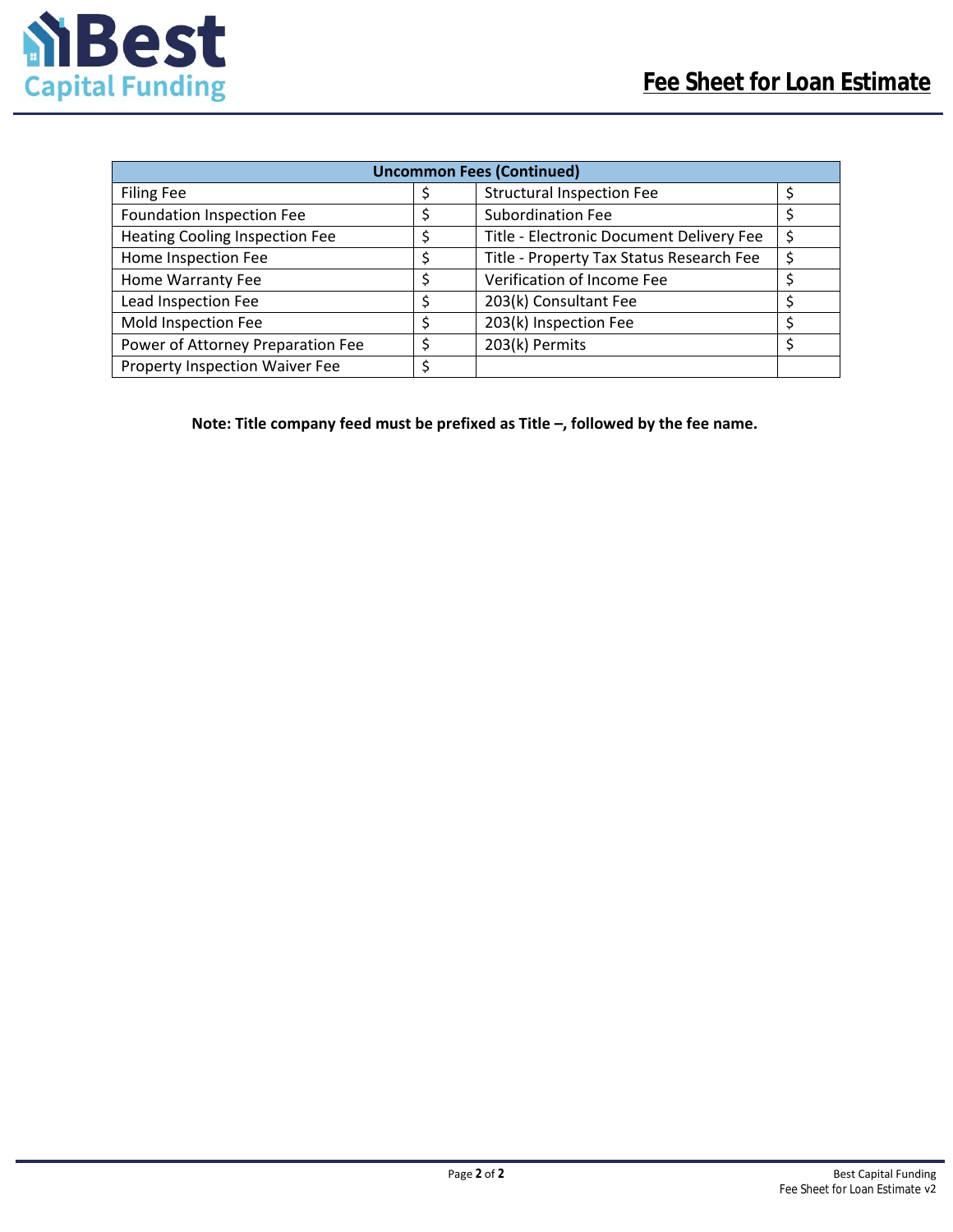| Uncommon Fees (Continued) | | | |
|---|---|---|---|
| Filing Fee | $ | Structural Inspection Fee | $ |
| Foundation Inspection Fee | $ | Subordination Fee | $ |
| Heating Cooling Inspection Fee | $ | Title - Electronic Document Delivery Fee | $ |
| Home Inspection Fee | $ | Title - Property Tax Status Research Fee | $ |
| Home Warranty Fee | $ | Verification of Income Fee | $ |
| Lead Inspection Fee | $ | 203(k) Consultant Fee | $ |
| Mold Inspection Fee | $ | 203(k) Inspection Fee | $ |
| Power of Attorney Preparation Fee | $ | 203(k) Permits | $ |
| Property Inspection Waiver Fee | $ | | |

**Note: Title company feed must be prefixed as Title –, followed by the fee name.**